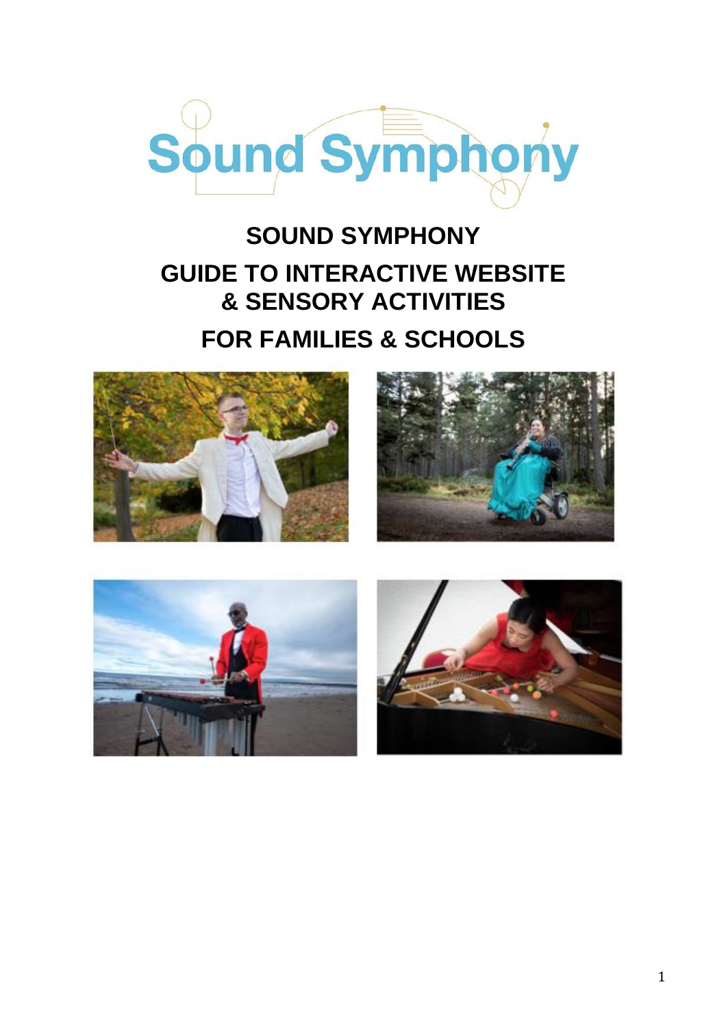# SOUND SYMPHONY

## GUIDE TO INTERACTIVE WEBSITE & SENSORY ACTIVITIES

## FOR FAMILIES & SCHOOLS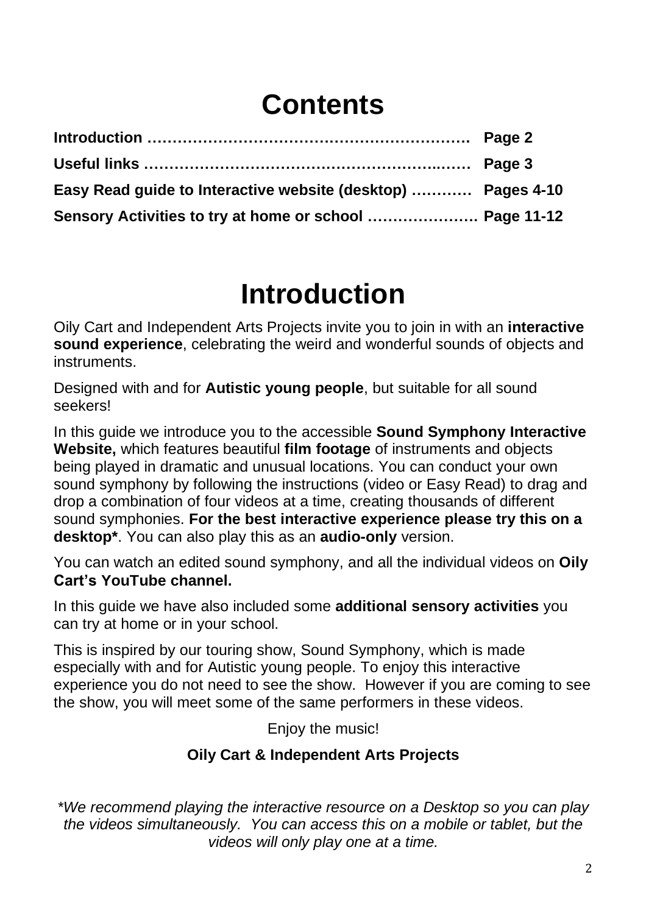# Contents

**Introduction ……………………………………………………… Page 2**

**Useful links ……………………………………………………… Page 3**

**Easy Read guide to Interactive website (desktop) ………… Pages 4-10**

**Sensory Activities to try at home or school …………………. Page 11-12**

# Introduction

Oily Cart and Independent Arts Projects invite you to join in with an **interactive sound experience**, celebrating the weird and wonderful sounds of objects and instruments.

Designed with and for **Autistic young people**, but suitable for all sound seekers!

In this guide we introduce you to the accessible **Sound Symphony Interactive Website,** which features beautiful **film footage** of instruments and objects being played in dramatic and unusual locations. You can conduct your own sound symphony by following the instructions (video or Easy Read) to drag and drop a combination of four videos at a time, creating thousands of different sound symphonies. **For the best interactive experience please try this on a desktop***. You can also play this as an **audio-only** version.

You can watch an edited sound symphony, and all the individual videos on **Oily Cart's YouTube channel.**

In this guide we have also included some **additional sensory activities** you can try at home or in your school.

This is inspired by our touring show, Sound Symphony, which is made especially with and for Autistic young people. To enjoy this interactive experience you do not need to see the show. However if you are coming to see the show, you will meet some of the same performers in these videos.

Enjoy the music!

**Oily Cart & Independent Arts Projects**

*\*We recommend playing the interactive resource on a Desktop so you can play the videos simultaneously. You can access this on a mobile or tablet, but the videos will only play one at a time.*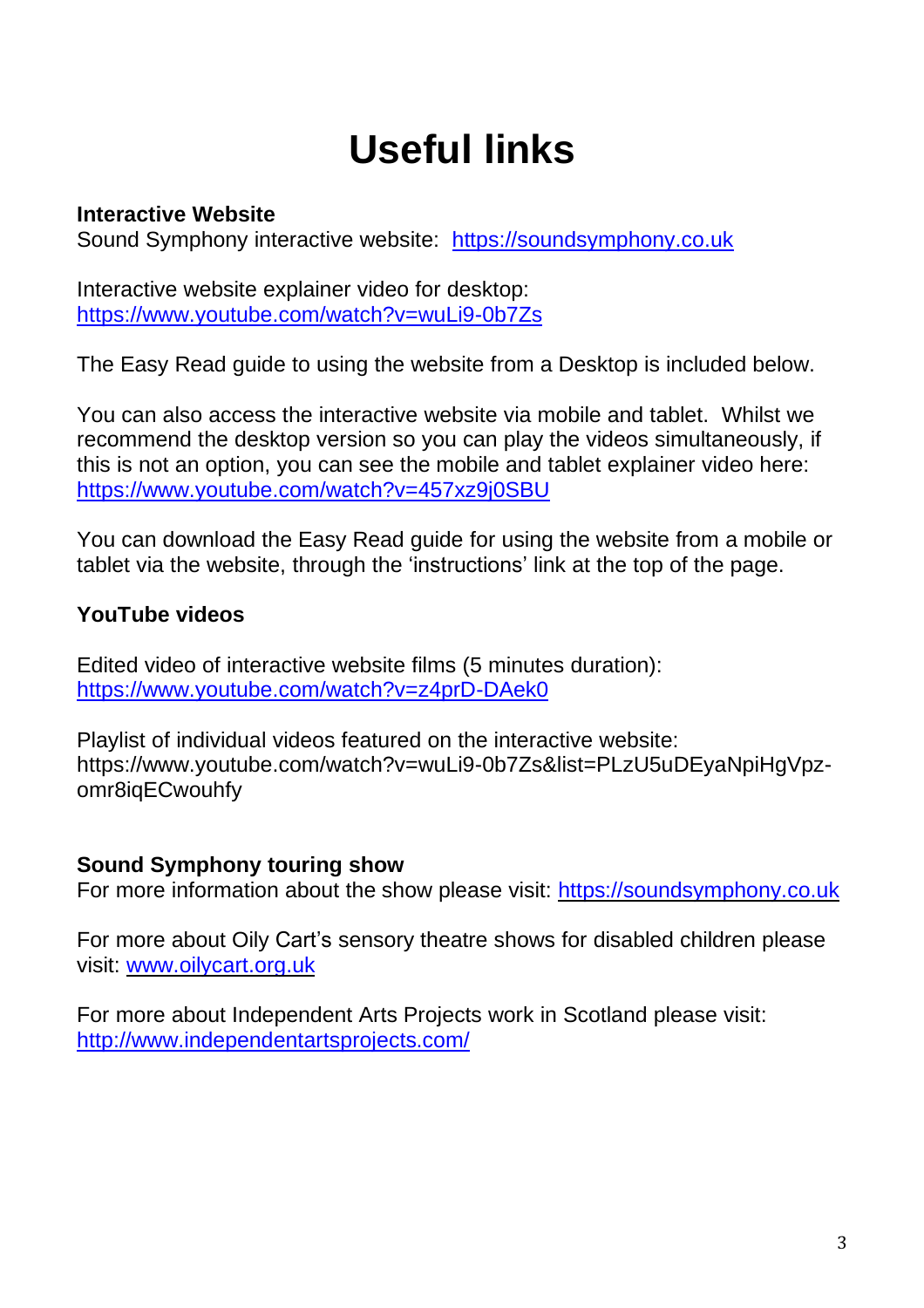# Useful links

**Interactive Website**

Sound Symphony interactive website: https://soundsymphony.co.uk

Interactive website explainer video for desktop:
https://www.youtube.com/watch?v=wuLi9-0b7Zs

The Easy Read guide to using the website from a Desktop is included below.

You can also access the interactive website via mobile and tablet. Whilst we recommend the desktop version so you can play the videos simultaneously, if this is not an option, you can see the mobile and tablet explainer video here:
https://www.youtube.com/watch?v=457xz9j0SBU

You can download the Easy Read guide for using the website from a mobile or tablet via the website, through the 'instructions' link at the top of the page.

**YouTube videos**

Edited video of interactive website films (5 minutes duration):
https://www.youtube.com/watch?v=z4prD-DAek0

Playlist of individual videos featured on the interactive website:
https://www.youtube.com/watch?v=wuLi9-0b7Zs&list=PLzU5uDEyaNpiHgVpz-omr8iqECwouhfy

**Sound Symphony touring show**

For more information about the show please visit: https://soundsymphony.co.uk

For more about Oily Cart's sensory theatre shows for disabled children please visit: www.oilycart.org.uk

For more about Independent Arts Projects work in Scotland please visit:
http://www.independentartsprojects.com/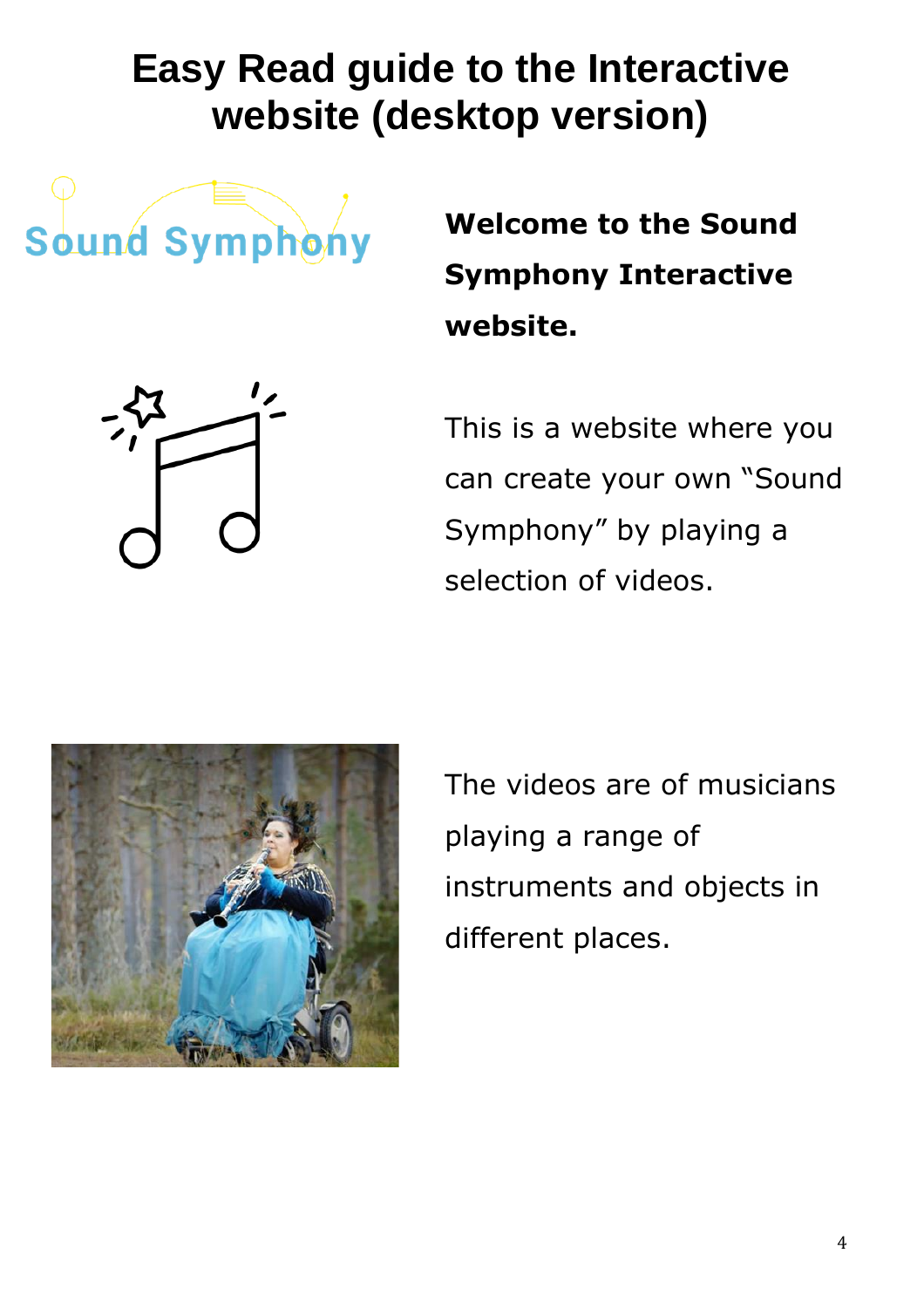# Easy Read guide to the Interactive website (desktop version)

**Welcome to the Sound Symphony Interactive website.**

This is a website where you can create your own "Sound Symphony" by playing a selection of videos.

The videos are of musicians playing a range of instruments and objects in different places.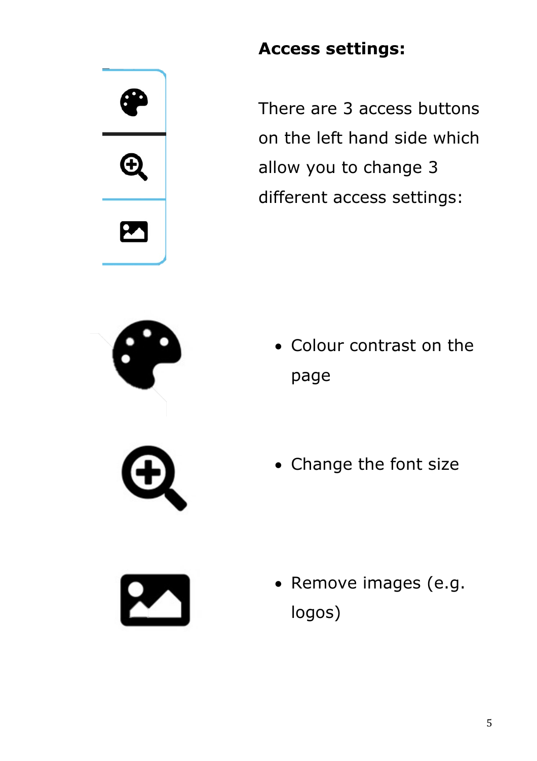**Access settings:**

There are 3 access buttons on the left hand side which allow you to change 3 different access settings:

- Colour contrast on the page
- Change the font size
- Remove images (e.g. logos)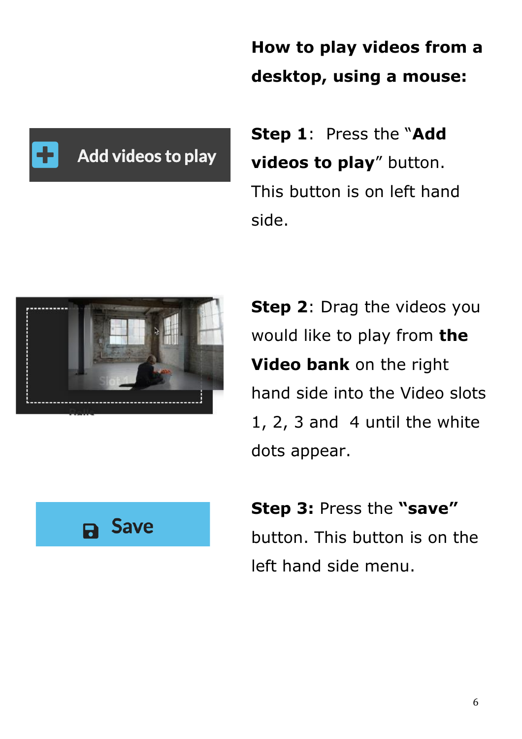**How to play videos from a desktop, using a mouse:**

**Step 1**: Press the "**Add videos to play**" button. This button is on left hand side.

**Step 2**: Drag the videos you would like to play from **the Video bank** on the right hand side into the Video slots 1, 2, 3 and 4 until the white dots appear.

**Step 3:** Press the **"save"** button. This button is on the left hand side menu.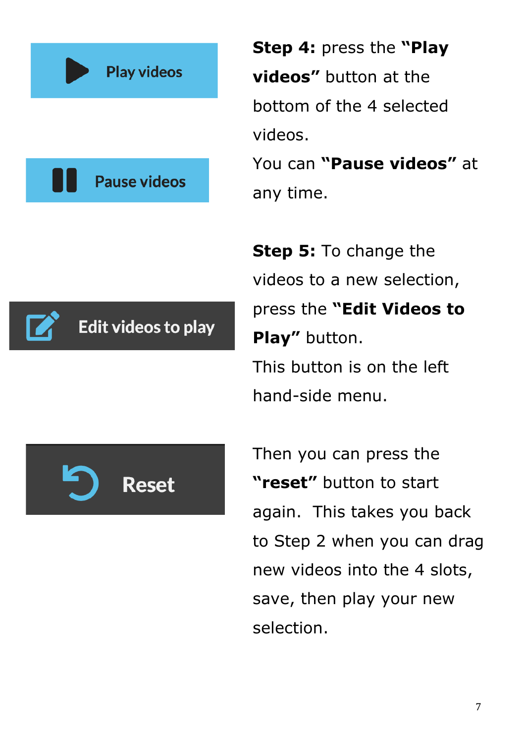Play videos

**Step 4:** press the **"Play videos"** button at the bottom of the 4 selected videos.

Pause videos

You can **"Pause videos"** at any time.

Edit videos to play

**Step 5:** To change the videos to a new selection, press the **"Edit Videos to Play"** button.

This button is on the left hand-side menu.

Reset

Then you can press the **"reset"** button to start again. This takes you back to Step 2 when you can drag new videos into the 4 slots, save, then play your new selection.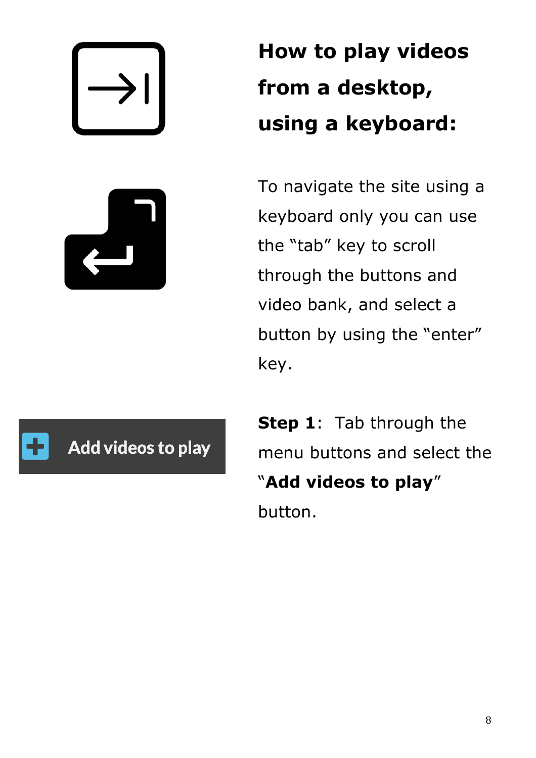# How to play videos from a desktop, using a keyboard:

To navigate the site using a keyboard only you can use the "tab" key to scroll through the buttons and video bank, and select a button by using the "enter" key.

Add videos to play

**Step 1**: Tab through the menu buttons and select the "**Add videos to play**" button.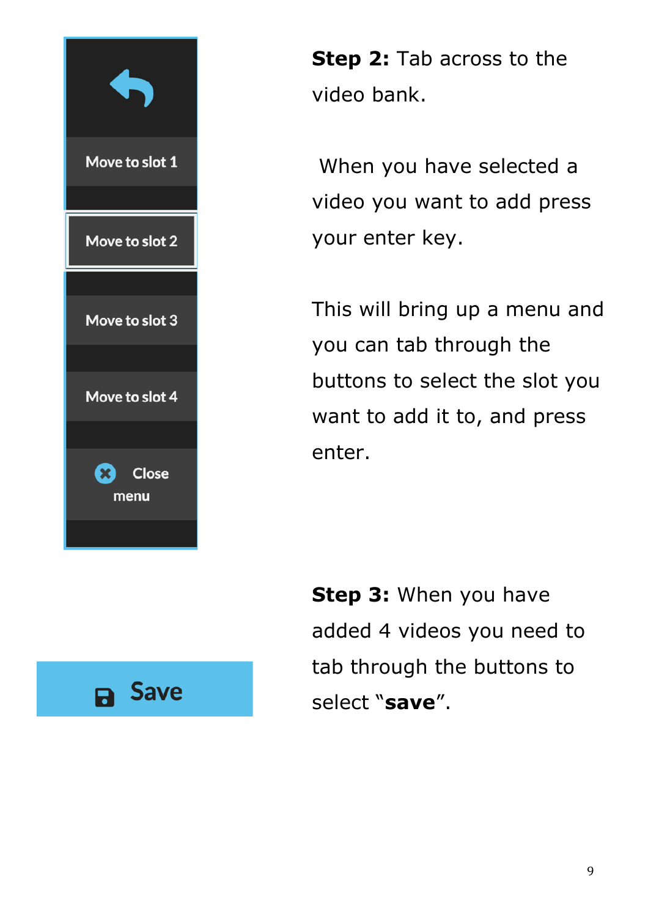**Step 2:** Tab across to the video bank.

When you have selected a video you want to add press your enter key.

This will bring up a menu and you can tab through the buttons to select the slot you want to add it to, and press enter.

**Step 3:** When you have added 4 videos you need to tab through the buttons to select "**save**".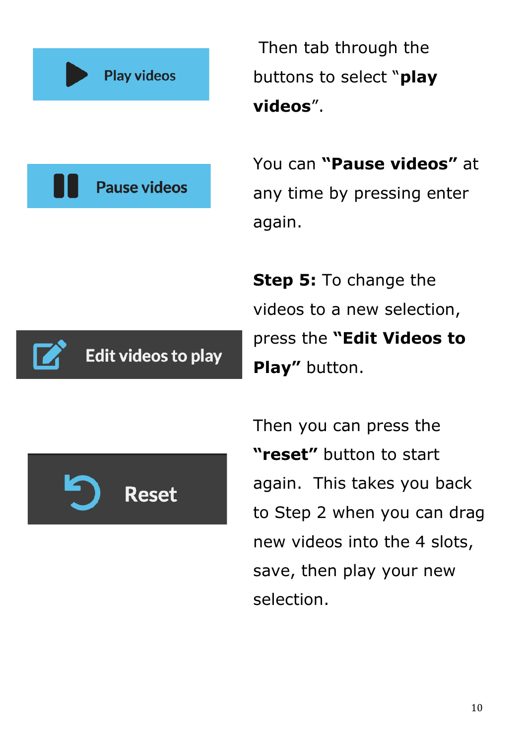Play videos

Then tab through the buttons to select "**play videos**".

Pause videos

You can **"Pause videos"** at any time by pressing enter again.

**Step 5:** To change the videos to a new selection, press the **"Edit Videos to Play"** button.

Edit videos to play

Then you can press the **"reset"** button to start again. This takes you back to Step 2 when you can drag new videos into the 4 slots, save, then play your new selection.

Reset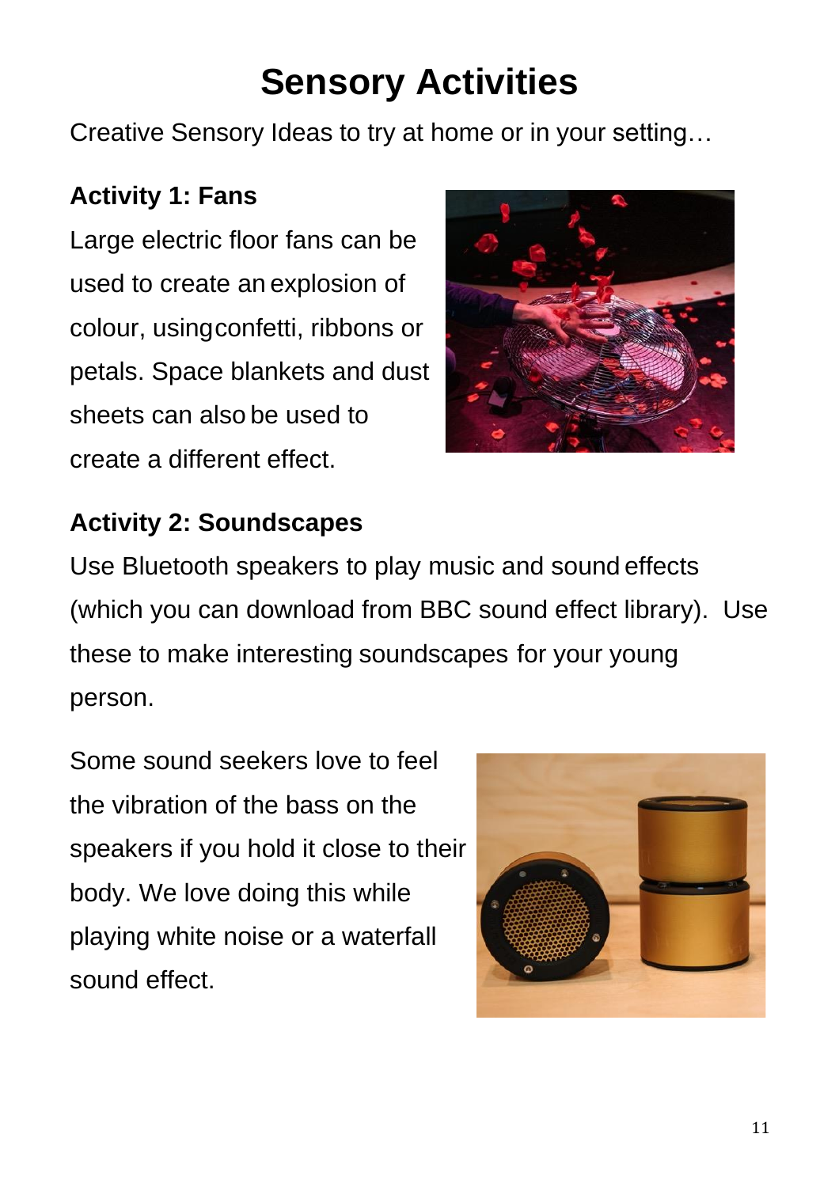# Sensory Activities

Creative Sensory Ideas to try at home or in your setting…

**Activity 1: Fans**

Large electric floor fans can be used to create an explosion of colour, using confetti, ribbons or petals. Space blankets and dust sheets can also be used to create a different effect.

**Activity 2: Soundscapes**

Use Bluetooth speakers to play music and sound effects (which you can download from BBC sound effect library). Use these to make interesting soundscapes for your young person.

Some sound seekers love to feel the vibration of the bass on the speakers if you hold it close to their body. We love doing this while playing white noise or a waterfall sound effect.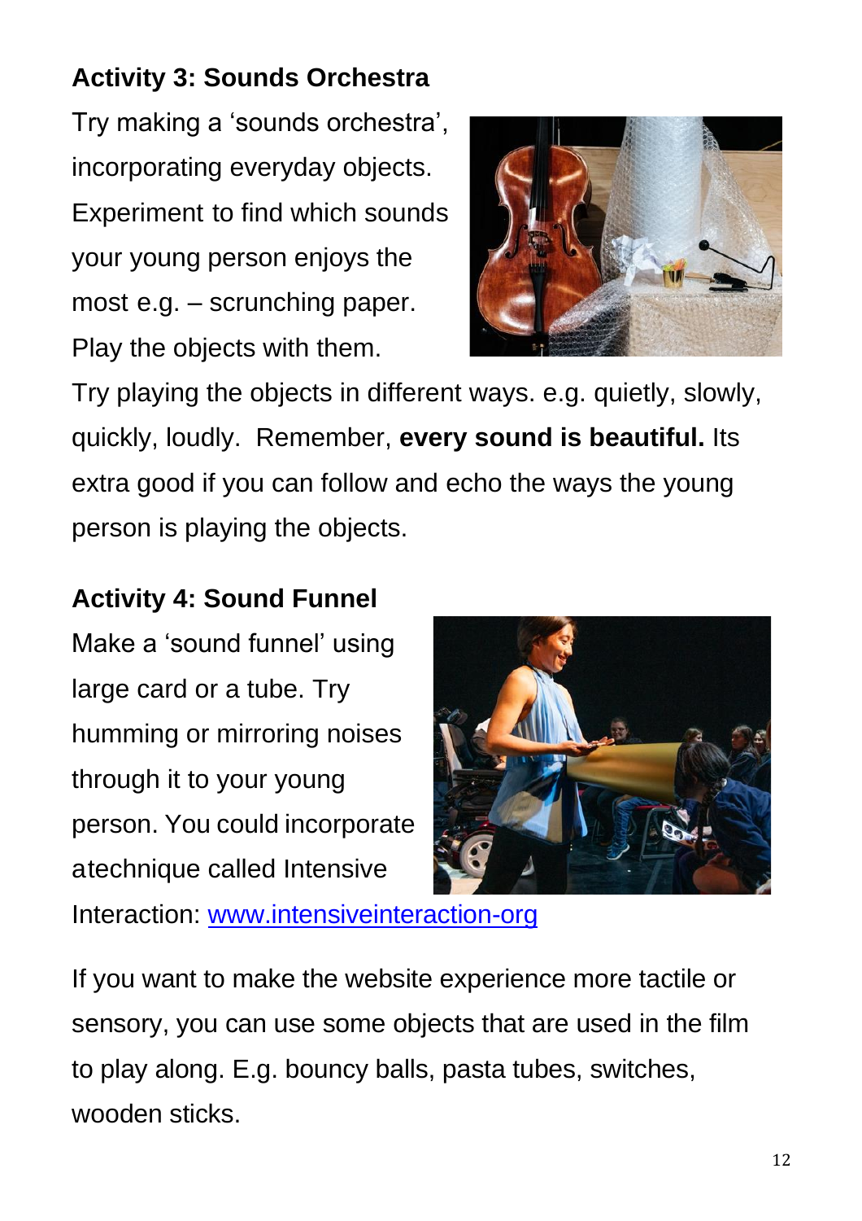**Activity 3: Sounds Orchestra**

Try making a 'sounds orchestra', incorporating everyday objects. Experiment to find which sounds your young person enjoys the most e.g. – scrunching paper. Play the objects with them.

Try playing the objects in different ways. e.g. quietly, slowly, quickly, loudly. Remember, **every sound is beautiful.** Its extra good if you can follow and echo the ways the young person is playing the objects.

**Activity 4: Sound Funnel**

Make a 'sound funnel' using large card or a tube. Try humming or mirroring noises through it to your young person. You could incorporate atechnique called Intensive Interaction: [www.intensiveinteraction-org](www.intensiveinteraction-org)

If you want to make the website experience more tactile or sensory, you can use some objects that are used in the film to play along. E.g. bouncy balls, pasta tubes, switches, wooden sticks.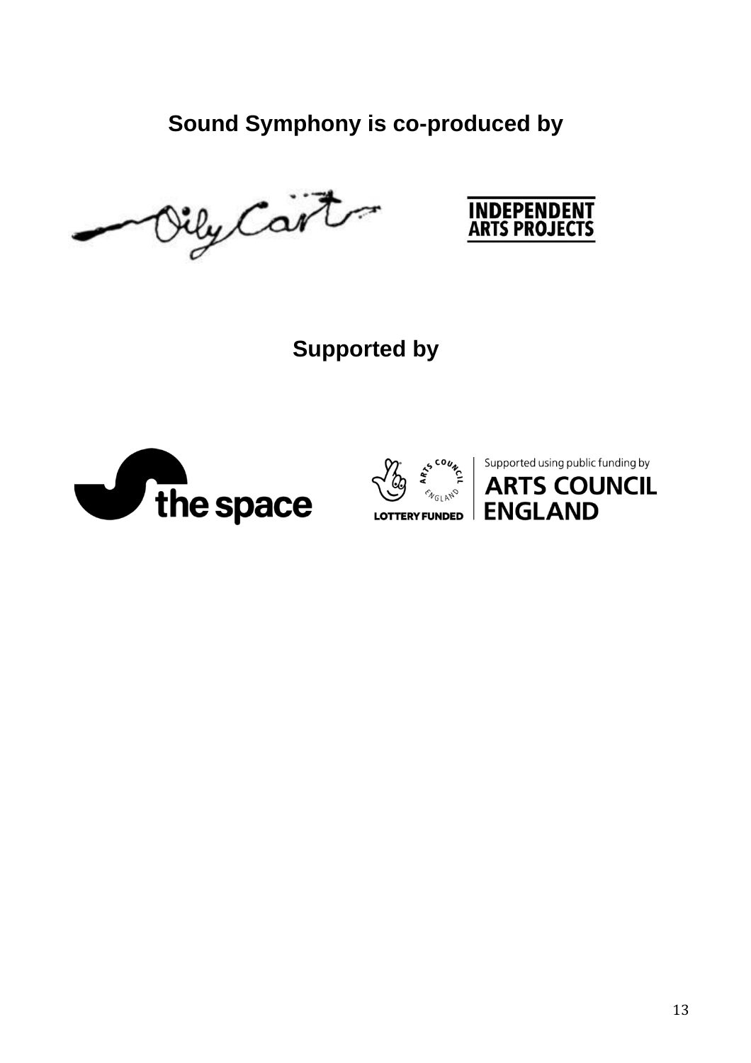**Sound Symphony is co-produced by**

Oily Cart

INDEPENDENT ARTS PROJECTS

**Supported by**

the space

LOTTERY FUNDED

Supported using public funding by ARTS COUNCIL ENGLAND